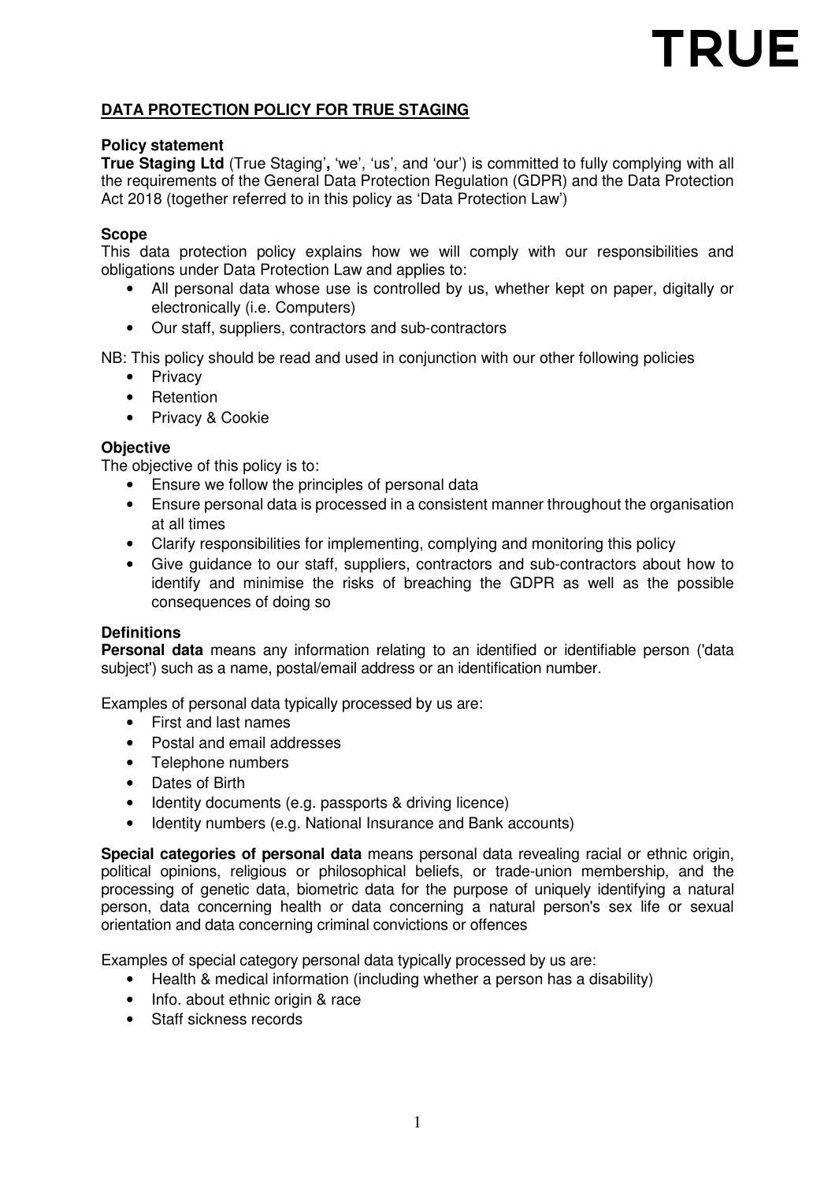TRUE

# DATA PROTECTION POLICY FOR TRUE STAGING

## Policy statement

**True Staging Ltd** (True Staging', 'we', 'us', and 'our') is committed to fully complying with all the requirements of the General Data Protection Regulation (GDPR) and the Data Protection Act 2018 (together referred to in this policy as 'Data Protection Law')

## Scope

This data protection policy explains how we will comply with our responsibilities and obligations under Data Protection Law and applies to:

- All personal data whose use is controlled by us, whether kept on paper, digitally or electronically (i.e. Computers)
- Our staff, suppliers, contractors and sub-contractors

NB: This policy should be read and used in conjunction with our other following policies

- Privacy
- Retention
- Privacy & Cookie

## Objective

The objective of this policy is to:

- Ensure we follow the principles of personal data
- Ensure personal data is processed in a consistent manner throughout the organisation at all times
- Clarify responsibilities for implementing, complying and monitoring this policy
- Give guidance to our staff, suppliers, contractors and sub-contractors about how to identify and minimise the risks of breaching the GDPR as well as the possible consequences of doing so

## Definitions

**Personal data** means any information relating to an identified or identifiable person ('data subject') such as a name, postal/email address or an identification number.

Examples of personal data typically processed by us are:

- First and last names
- Postal and email addresses
- Telephone numbers
- Dates of Birth
- Identity documents (e.g. passports & driving licence)
- Identity numbers (e.g. National Insurance and Bank accounts)

**Special categories of personal data** means personal data revealing racial or ethnic origin, political opinions, religious or philosophical beliefs, or trade-union membership, and the processing of genetic data, biometric data for the purpose of uniquely identifying a natural person, data concerning health or data concerning a natural person's sex life or sexual orientation and data concerning criminal convictions or offences

Examples of special category personal data typically processed by us are:

- Health & medical information (including whether a person has a disability)
- Info. about ethnic origin & race
- Staff sickness records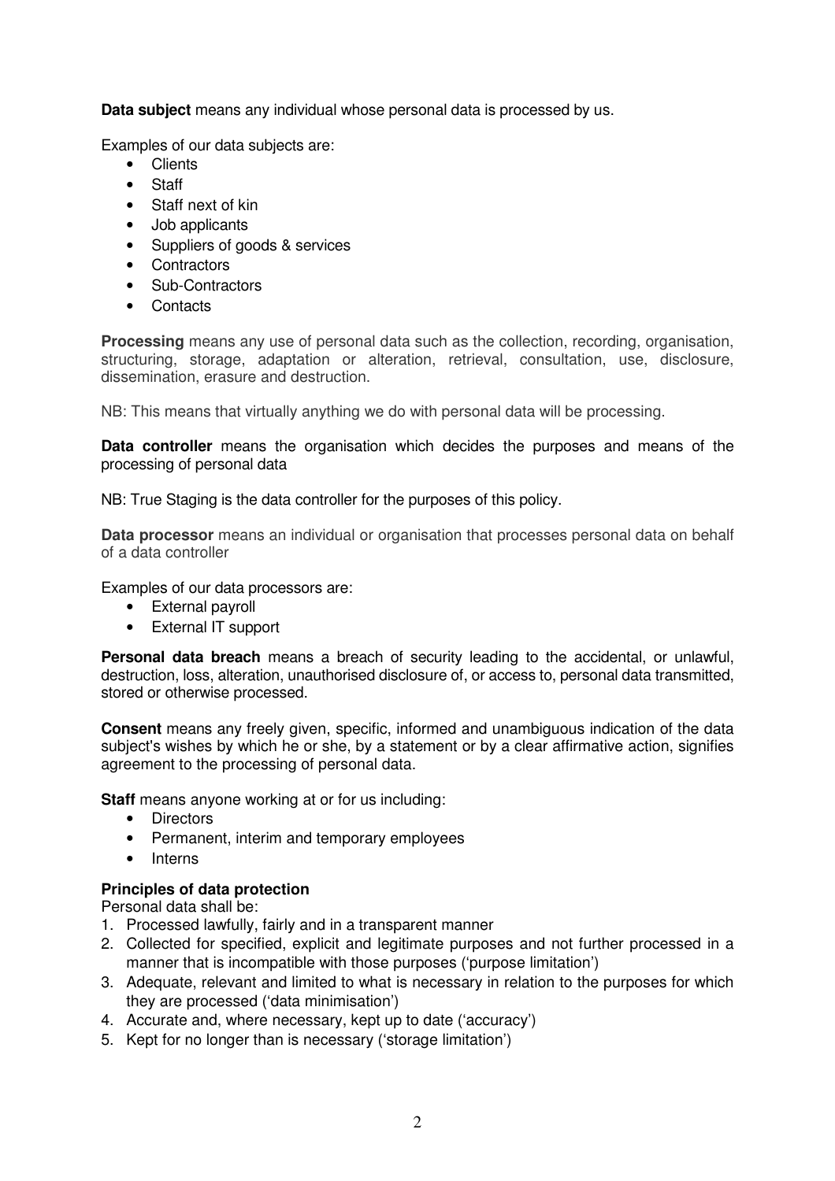**Data subject** means any individual whose personal data is processed by us.

Examples of our data subjects are:

- Clients
- Staff
- Staff next of kin
- Job applicants
- Suppliers of goods & services
- Contractors
- Sub-Contractors
- Contacts

**Processing** means any use of personal data such as the collection, recording, organisation, structuring, storage, adaptation or alteration, retrieval, consultation, use, disclosure, dissemination, erasure and destruction.

NB: This means that virtually anything we do with personal data will be processing.

**Data controller** means the organisation which decides the purposes and means of the processing of personal data

NB: True Staging is the data controller for the purposes of this policy.

**Data processor** means an individual or organisation that processes personal data on behalf of a data controller

Examples of our data processors are:

- External payroll
- External IT support

**Personal data breach** means a breach of security leading to the accidental, or unlawful, destruction, loss, alteration, unauthorised disclosure of, or access to, personal data transmitted, stored or otherwise processed.

**Consent** means any freely given, specific, informed and unambiguous indication of the data subject's wishes by which he or she, by a statement or by a clear affirmative action, signifies agreement to the processing of personal data.

**Staff** means anyone working at or for us including:

- Directors
- Permanent, interim and temporary employees
- Interns

**Principles of data protection**

Personal data shall be:

1. Processed lawfully, fairly and in a transparent manner
2. Collected for specified, explicit and legitimate purposes and not further processed in a manner that is incompatible with those purposes ('purpose limitation')
3. Adequate, relevant and limited to what is necessary in relation to the purposes for which they are processed ('data minimisation')
4. Accurate and, where necessary, kept up to date ('accuracy')
5. Kept for no longer than is necessary ('storage limitation')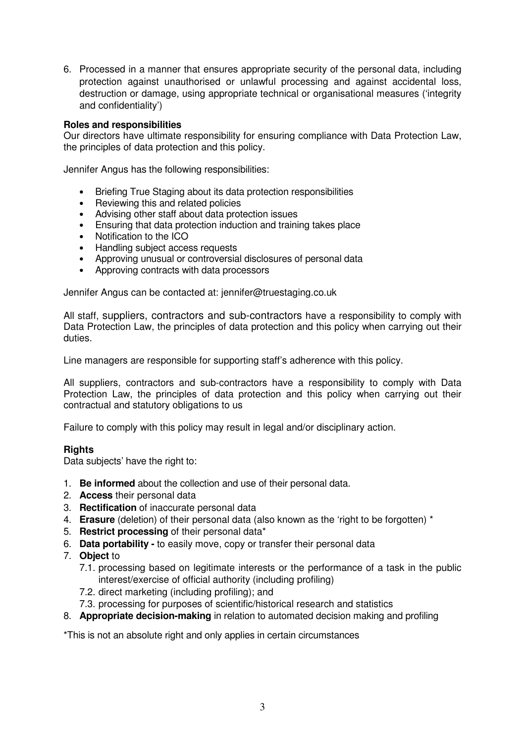6. Processed in a manner that ensures appropriate security of the personal data, including protection against unauthorised or unlawful processing and against accidental loss, destruction or damage, using appropriate technical or organisational measures ('integrity and confidentiality')

**Roles and responsibilities**

Our directors have ultimate responsibility for ensuring compliance with Data Protection Law, the principles of data protection and this policy.

Jennifer Angus has the following responsibilities:

- Briefing True Staging about its data protection responsibilities
- Reviewing this and related policies
- Advising other staff about data protection issues
- Ensuring that data protection induction and training takes place
- Notification to the ICO
- Handling subject access requests
- Approving unusual or controversial disclosures of personal data
- Approving contracts with data processors

Jennifer Angus can be contacted at: jennifer@truestaging.co.uk

All staff, suppliers, contractors and sub-contractors have a responsibility to comply with Data Protection Law, the principles of data protection and this policy when carrying out their duties.

Line managers are responsible for supporting staff's adherence with this policy.

All suppliers, contractors and sub-contractors have a responsibility to comply with Data Protection Law, the principles of data protection and this policy when carrying out their contractual and statutory obligations to us

Failure to comply with this policy may result in legal and/or disciplinary action.

**Rights**

Data subjects' have the right to:

1. **Be informed** about the collection and use of their personal data.
2. **Access** their personal data
3. **Rectification** of inaccurate personal data
4. **Erasure** (deletion) of their personal data (also known as the 'right to be forgotten) *
5. **Restrict processing** of their personal data*
6. **Data portability -** to easily move, copy or transfer their personal data
7. **Object** to
   7.1. processing based on legitimate interests or the performance of a task in the public interest/exercise of official authority (including profiling)
   7.2. direct marketing (including profiling); and
   7.3. processing for purposes of scientific/historical research and statistics
8. **Appropriate decision-making** in relation to automated decision making and profiling

*This is not an absolute right and only applies in certain circumstances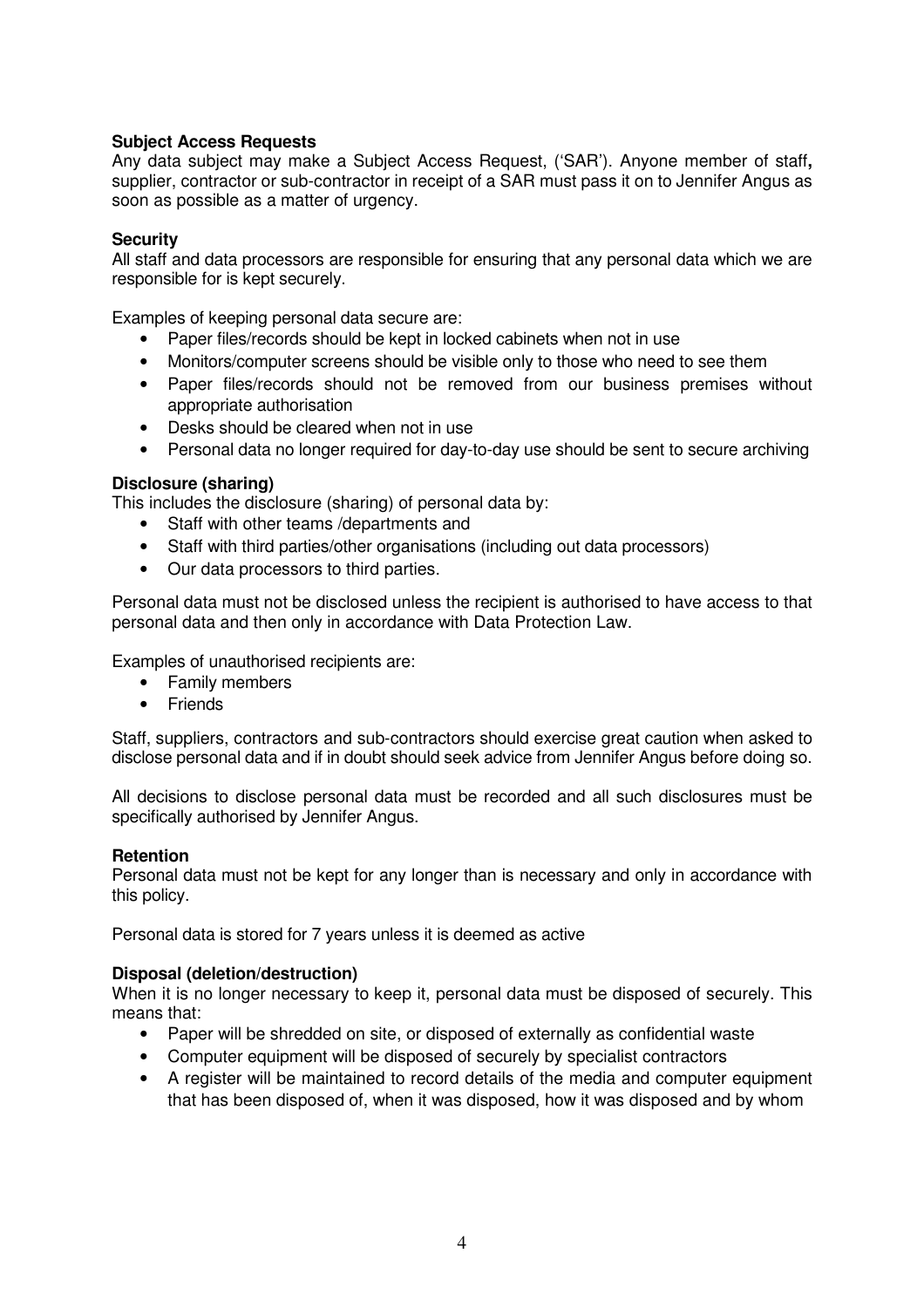**Subject Access Requests**

Any data subject may make a Subject Access Request, ('SAR'). Anyone member of staff**,** supplier, contractor or sub-contractor in receipt of a SAR must pass it on to Jennifer Angus as soon as possible as a matter of urgency.

**Security**

All staff and data processors are responsible for ensuring that any personal data which we are responsible for is kept securely.

Examples of keeping personal data secure are:

- Paper files/records should be kept in locked cabinets when not in use
- Monitors/computer screens should be visible only to those who need to see them
- Paper files/records should not be removed from our business premises without appropriate authorisation
- Desks should be cleared when not in use
- Personal data no longer required for day-to-day use should be sent to secure archiving

**Disclosure (sharing)**

This includes the disclosure (sharing) of personal data by:

- Staff with other teams /departments and
- Staff with third parties/other organisations (including out data processors)
- Our data processors to third parties.

Personal data must not be disclosed unless the recipient is authorised to have access to that personal data and then only in accordance with Data Protection Law.

Examples of unauthorised recipients are:

- Family members
- Friends

Staff, suppliers, contractors and sub-contractors should exercise great caution when asked to disclose personal data and if in doubt should seek advice from Jennifer Angus before doing so.

All decisions to disclose personal data must be recorded and all such disclosures must be specifically authorised by Jennifer Angus.

**Retention**

Personal data must not be kept for any longer than is necessary and only in accordance with this policy.

Personal data is stored for 7 years unless it is deemed as active

**Disposal (deletion/destruction)**

When it is no longer necessary to keep it, personal data must be disposed of securely. This means that:

- Paper will be shredded on site, or disposed of externally as confidential waste
- Computer equipment will be disposed of securely by specialist contractors
- A register will be maintained to record details of the media and computer equipment that has been disposed of, when it was disposed, how it was disposed and by whom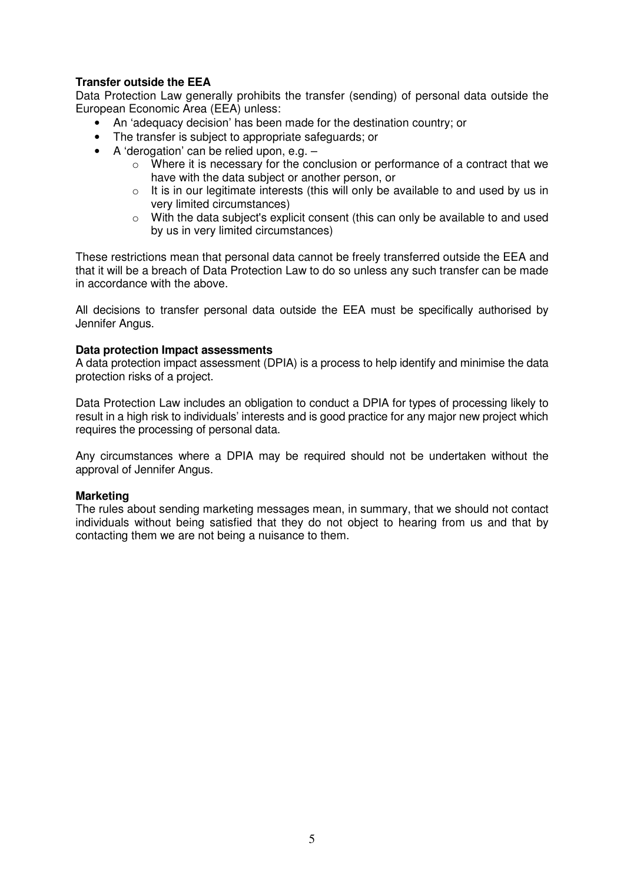**Transfer outside the EEA**

Data Protection Law generally prohibits the transfer (sending) of personal data outside the European Economic Area (EEA) unless:

- An 'adequacy decision' has been made for the destination country; or
- The transfer is subject to appropriate safeguards; or
- A 'derogation' can be relied upon, e.g. –
    - Where it is necessary for the conclusion or performance of a contract that we have with the data subject or another person, or
    - It is in our legitimate interests (this will only be available to and used by us in very limited circumstances)
    - With the data subject's explicit consent (this can only be available to and used by us in very limited circumstances)

These restrictions mean that personal data cannot be freely transferred outside the EEA and that it will be a breach of Data Protection Law to do so unless any such transfer can be made in accordance with the above.

All decisions to transfer personal data outside the EEA must be specifically authorised by Jennifer Angus.

**Data protection Impact assessments**

A data protection impact assessment (DPIA) is a process to help identify and minimise the data protection risks of a project.

Data Protection Law includes an obligation to conduct a DPIA for types of processing likely to result in a high risk to individuals' interests and is good practice for any major new project which requires the processing of personal data.

Any circumstances where a DPIA may be required should not be undertaken without the approval of Jennifer Angus.

**Marketing**

The rules about sending marketing messages mean, in summary, that we should not contact individuals without being satisfied that they do not object to hearing from us and that by contacting them we are not being a nuisance to them.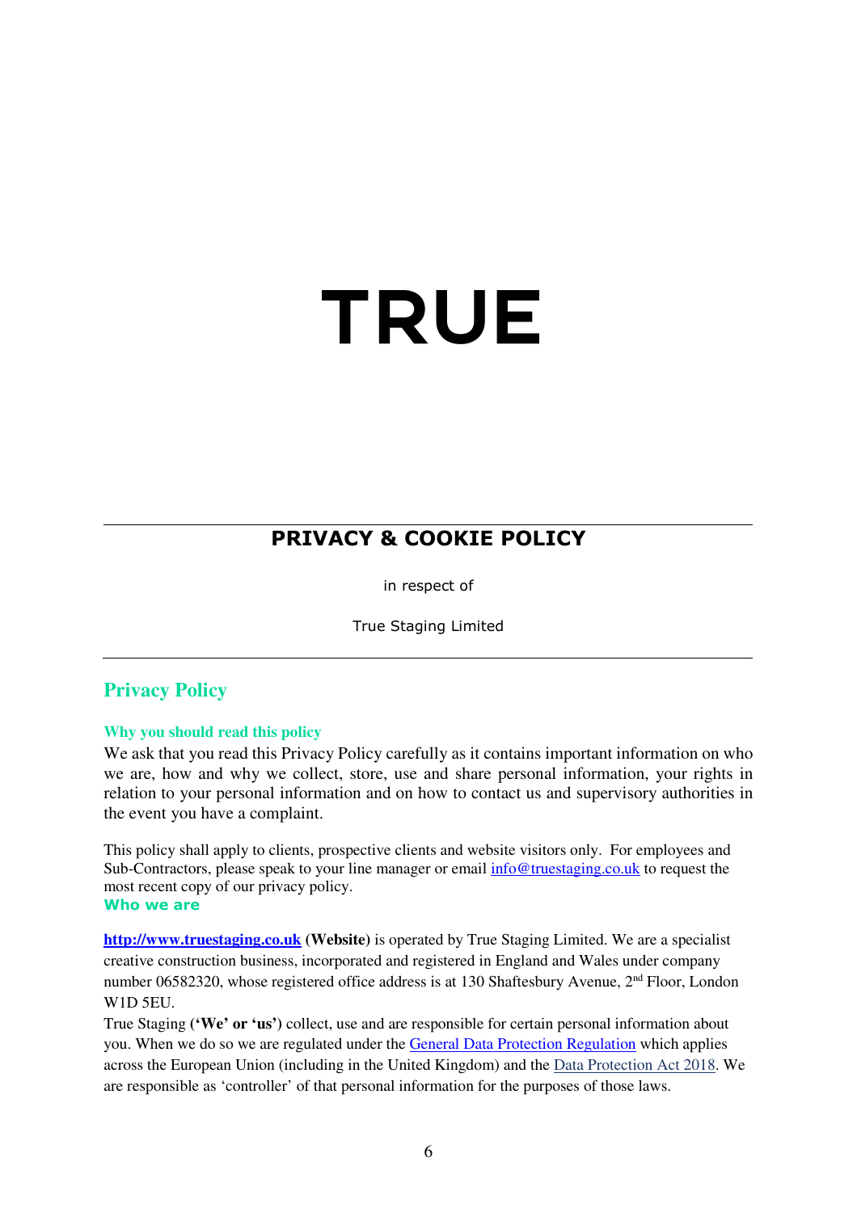# TRUE

## PRIVACY & COOKIE POLICY

in respect of

True Staging Limited

## Privacy Policy

### Why you should read this policy

We ask that you read this Privacy Policy carefully as it contains important information on who we are, how and why we collect, store, use and share personal information, your rights in relation to your personal information and on how to contact us and supervisory authorities in the event you have a complaint.

This policy shall apply to clients, prospective clients and website visitors only. For employees and Sub-Contractors, please speak to your line manager or email info@truestaging.co.uk to request the most recent copy of our privacy policy.

### Who we are

**http://www.truestaging.co.uk** **(Website)** is operated by True Staging Limited. We are a specialist creative construction business, incorporated and registered in England and Wales under company number 06582320, whose registered office address is at 130 Shaftesbury Avenue, 2nd Floor, London W1D 5EU.

True Staging **('We' or 'us')** collect, use and are responsible for certain personal information about you. When we do so we are regulated under the General Data Protection Regulation which applies across the European Union (including in the United Kingdom) and the Data Protection Act 2018. We are responsible as 'controller' of that personal information for the purposes of those laws.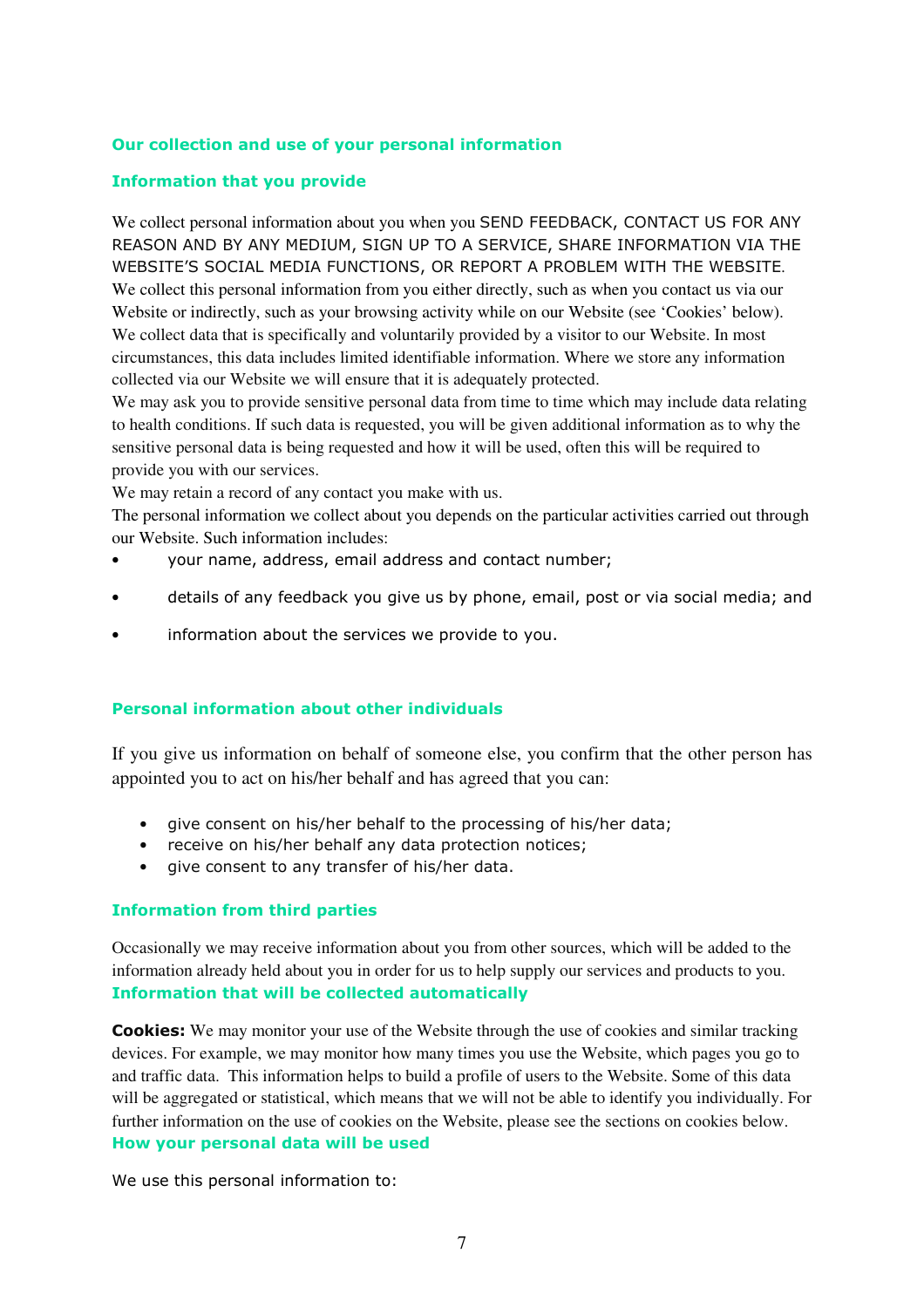### Our collection and use of your personal information

#### Information that you provide

We collect personal information about you when you SEND FEEDBACK, CONTACT US FOR ANY REASON AND BY ANY MEDIUM, SIGN UP TO A SERVICE, SHARE INFORMATION VIA THE WEBSITE'S SOCIAL MEDIA FUNCTIONS, OR REPORT A PROBLEM WITH THE WEBSITE. We collect this personal information from you either directly, such as when you contact us via our Website or indirectly, such as your browsing activity while on our Website (see 'Cookies' below). We collect data that is specifically and voluntarily provided by a visitor to our Website. In most circumstances, this data includes limited identifiable information. Where we store any information collected via our Website we will ensure that it is adequately protected.

We may ask you to provide sensitive personal data from time to time which may include data relating to health conditions. If such data is requested, you will be given additional information as to why the sensitive personal data is being requested and how it will be used, often this will be required to provide you with our services.

We may retain a record of any contact you make with us.

The personal information we collect about you depends on the particular activities carried out through our Website. Such information includes:

- your name, address, email address and contact number;
- details of any feedback you give us by phone, email, post or via social media; and
- information about the services we provide to you.

#### Personal information about other individuals

If you give us information on behalf of someone else, you confirm that the other person has appointed you to act on his/her behalf and has agreed that you can:

- give consent on his/her behalf to the processing of his/her data;
- receive on his/her behalf any data protection notices;
- give consent to any transfer of his/her data.

#### Information from third parties

Occasionally we may receive information about you from other sources, which will be added to the information already held about you in order for us to help supply our services and products to you.

#### Information that will be collected automatically

**Cookies:** We may monitor your use of the Website through the use of cookies and similar tracking devices. For example, we may monitor how many times you use the Website, which pages you go to and traffic data. This information helps to build a profile of users to the Website. Some of this data will be aggregated or statistical, which means that we will not be able to identify you individually. For further information on the use of cookies on the Website, please see the sections on cookies below.

#### How your personal data will be used

We use this personal information to: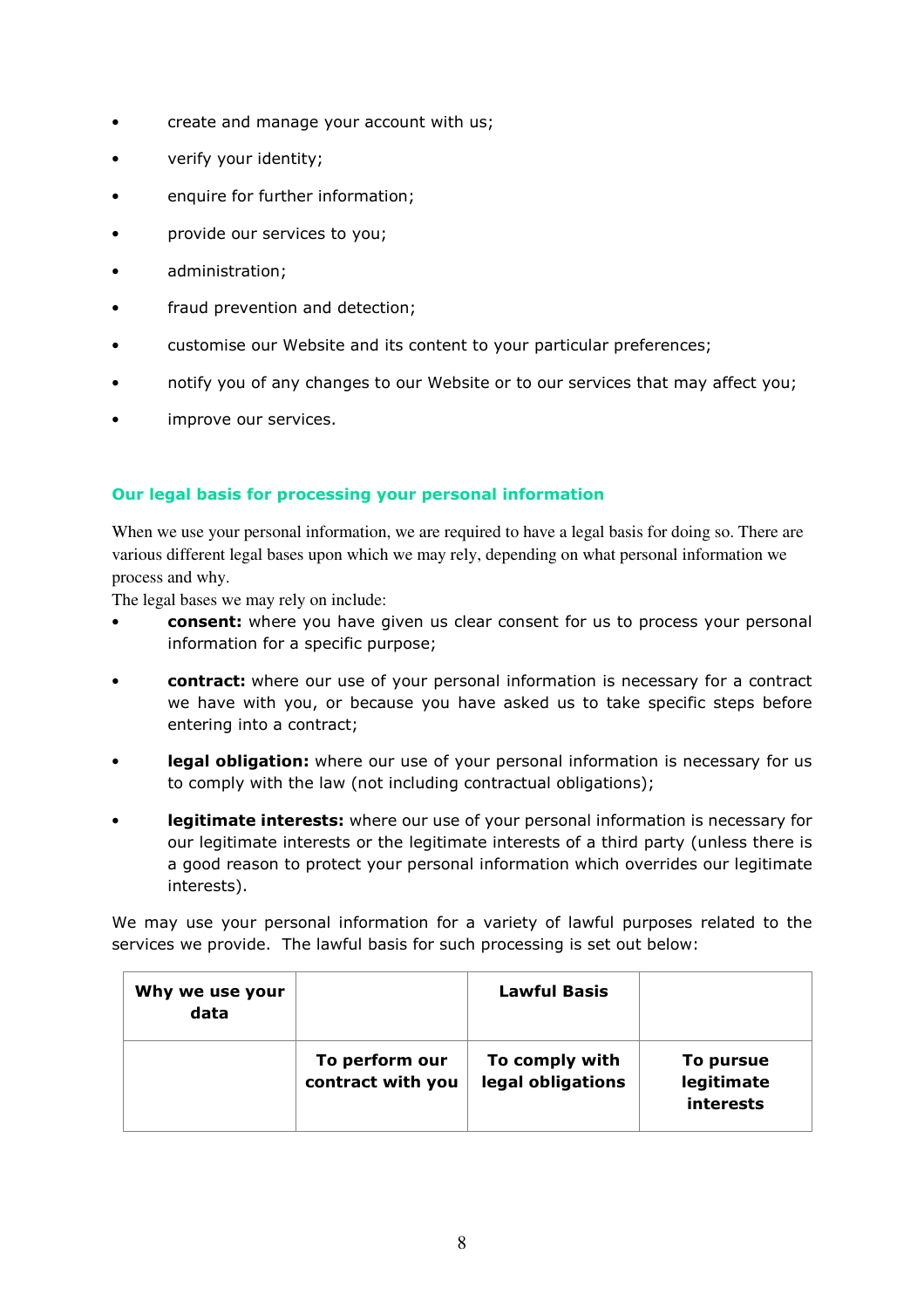- create and manage your account with us;
- verify your identity;
- enquire for further information;
- provide our services to you;
- administration;
- fraud prevention and detection;
- customise our Website and its content to your particular preferences;
- notify you of any changes to our Website or to our services that may affect you;
- improve our services.

## Our legal basis for processing your personal information

When we use your personal information, we are required to have a legal basis for doing so. There are various different legal bases upon which we may rely, depending on what personal information we process and why.

The legal bases we may rely on include:

- **consent:** where you have given us clear consent for us to process your personal information for a specific purpose;
- **contract:** where our use of your personal information is necessary for a contract we have with you, or because you have asked us to take specific steps before entering into a contract;
- **legal obligation:** where our use of your personal information is necessary for us to comply with the law (not including contractual obligations);
- **legitimate interests:** where our use of your personal information is necessary for our legitimate interests or the legitimate interests of a third party (unless there is a good reason to protect your personal information which overrides our legitimate interests).

We may use your personal information for a variety of lawful purposes related to the services we provide. The lawful basis for such processing is set out below:

| **Why we use your data** | | **Lawful Basis** | |
|---|---|---|---|
| | **To perform our contract with you** | **To comply with legal obligations** | **To pursue legitimate interests** |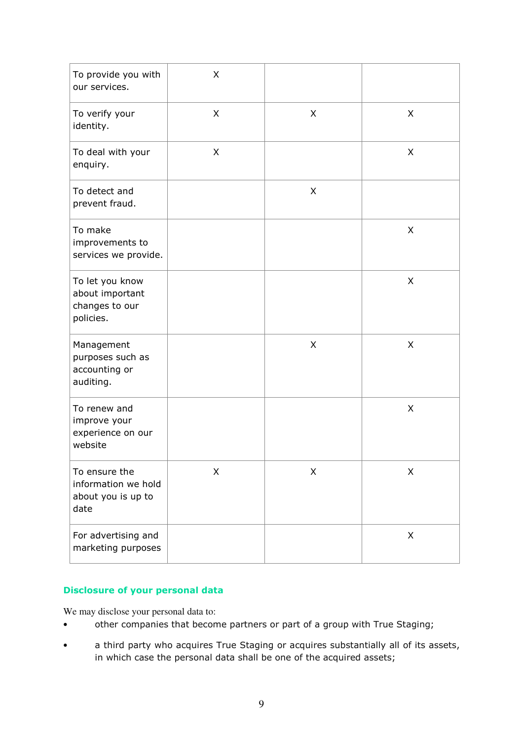| | | | |
|---|---|---|---|
| To provide you with our services. | X | | |
| To verify your identity. | X | X | X |
| To deal with your enquiry. | X | | X |
| To detect and prevent fraud. | | X | |
| To make improvements to services we provide. | | | X |
| To let you know about important changes to our policies. | | | X |
| Management purposes such as accounting or auditing. | | X | X |
| To renew and improve your experience on our website | | | X |
| To ensure the information we hold about you is up to date | X | X | X |
| For advertising and marketing purposes | | | X |

## Disclosure of your personal data

We may disclose your personal data to:

- other companies that become partners or part of a group with True Staging;
- a third party who acquires True Staging or acquires substantially all of its assets, in which case the personal data shall be one of the acquired assets;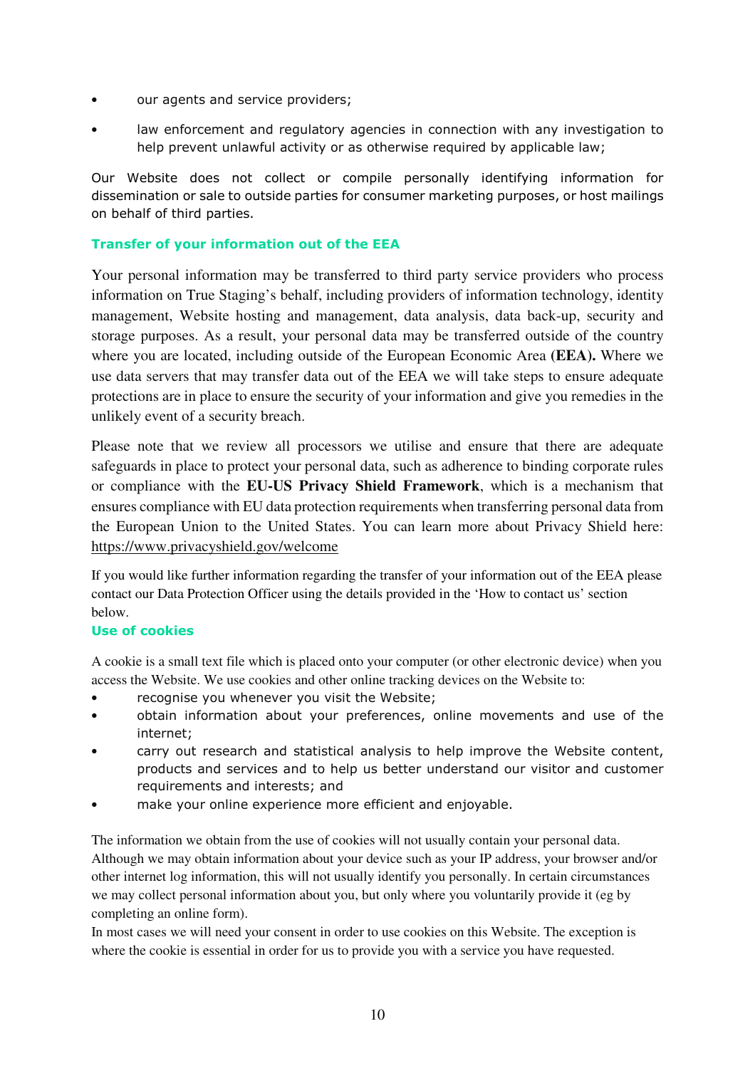- our agents and service providers;
- law enforcement and regulatory agencies in connection with any investigation to help prevent unlawful activity or as otherwise required by applicable law;

Our Website does not collect or compile personally identifying information for dissemination or sale to outside parties for consumer marketing purposes, or host mailings on behalf of third parties.

### Transfer of your information out of the EEA

Your personal information may be transferred to third party service providers who process information on True Staging's behalf, including providers of information technology, identity management, Website hosting and management, data analysis, data back-up, security and storage purposes. As a result, your personal data may be transferred outside of the country where you are located, including outside of the European Economic Area **(EEA).** Where we use data servers that may transfer data out of the EEA we will take steps to ensure adequate protections are in place to ensure the security of your information and give you remedies in the unlikely event of a security breach.

Please note that we review all processors we utilise and ensure that there are adequate safeguards in place to protect your personal data, such as adherence to binding corporate rules or compliance with the **EU-US Privacy Shield Framework**, which is a mechanism that ensures compliance with EU data protection requirements when transferring personal data from the European Union to the United States. You can learn more about Privacy Shield here: https://www.privacyshield.gov/welcome

If you would like further information regarding the transfer of your information out of the EEA please contact our Data Protection Officer using the details provided in the 'How to contact us' section below.

### Use of cookies

A cookie is a small text file which is placed onto your computer (or other electronic device) when you access the Website. We use cookies and other online tracking devices on the Website to:

- recognise you whenever you visit the Website;
- obtain information about your preferences, online movements and use of the internet;
- carry out research and statistical analysis to help improve the Website content, products and services and to help us better understand our visitor and customer requirements and interests; and
- make your online experience more efficient and enjoyable.

The information we obtain from the use of cookies will not usually contain your personal data. Although we may obtain information about your device such as your IP address, your browser and/or other internet log information, this will not usually identify you personally. In certain circumstances we may collect personal information about you, but only where you voluntarily provide it (eg by completing an online form).

In most cases we will need your consent in order to use cookies on this Website. The exception is where the cookie is essential in order for us to provide you with a service you have requested.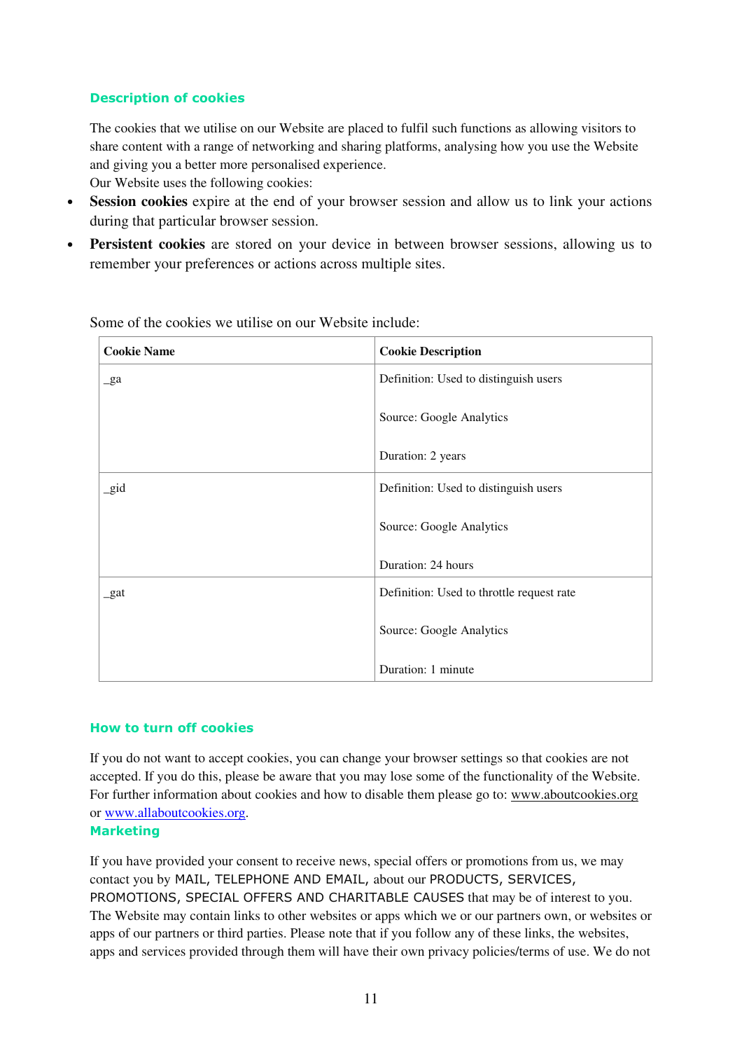### Description of cookies

The cookies that we utilise on our Website are placed to fulfil such functions as allowing visitors to share content with a range of networking and sharing platforms, analysing how you use the Website and giving you a better more personalised experience.
Our Website uses the following cookies:

- **Session cookies** expire at the end of your browser session and allow us to link your actions during that particular browser session.
- **Persistent cookies** are stored on your device in between browser sessions, allowing us to remember your preferences or actions across multiple sites.

Some of the cookies we utilise on our Website include:

| Cookie Name | Cookie Description |
|---|---|
| _ga | Definition: Used to distinguish users<br><br>Source: Google Analytics<br><br>Duration: 2 years |
| _gid | Definition: Used to distinguish users<br><br>Source: Google Analytics<br><br>Duration: 24 hours |
| _gat | Definition: Used to throttle request rate<br><br>Source: Google Analytics<br><br>Duration: 1 minute |

### How to turn off cookies

If you do not want to accept cookies, you can change your browser settings so that cookies are not accepted. If you do this, please be aware that you may lose some of the functionality of the Website. For further information about cookies and how to disable them please go to: www.aboutcookies.org or www.allaboutcookies.org.

### Marketing

If you have provided your consent to receive news, special offers or promotions from us, we may contact you by MAIL, TELEPHONE AND EMAIL, about our PRODUCTS, SERVICES, PROMOTIONS, SPECIAL OFFERS AND CHARITABLE CAUSES that may be of interest to you. The Website may contain links to other websites or apps which we or our partners own, or websites or apps of our partners or third parties. Please note that if you follow any of these links, the websites, apps and services provided through them will have their own privacy policies/terms of use. We do not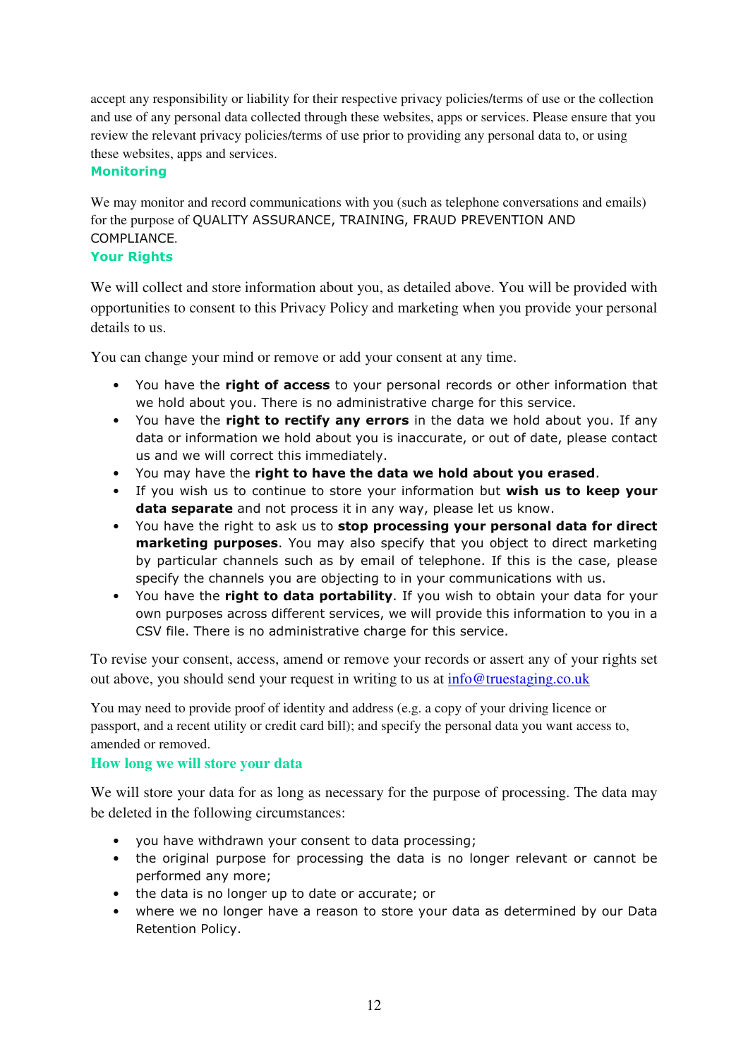accept any responsibility or liability for their respective privacy policies/terms of use or the collection and use of any personal data collected through these websites, apps or services. Please ensure that you review the relevant privacy policies/terms of use prior to providing any personal data to, or using these websites, apps and services.

## Monitoring

We may monitor and record communications with you (such as telephone conversations and emails) for the purpose of QUALITY ASSURANCE, TRAINING, FRAUD PREVENTION AND COMPLIANCE.

## Your Rights

We will collect and store information about you, as detailed above. You will be provided with opportunities to consent to this Privacy Policy and marketing when you provide your personal details to us.

You can change your mind or remove or add your consent at any time.

- You have the **right of access** to your personal records or other information that we hold about you. There is no administrative charge for this service.
- You have the **right to rectify any errors** in the data we hold about you. If any data or information we hold about you is inaccurate, or out of date, please contact us and we will correct this immediately.
- You may have the **right to have the data we hold about you erased**.
- If you wish us to continue to store your information but **wish us to keep your data separate** and not process it in any way, please let us know.
- You have the right to ask us to **stop processing your personal data for direct marketing purposes**. You may also specify that you object to direct marketing by particular channels such as by email of telephone. If this is the case, please specify the channels you are objecting to in your communications with us.
- You have the **right to data portability**. If you wish to obtain your data for your own purposes across different services, we will provide this information to you in a CSV file. There is no administrative charge for this service.

To revise your consent, access, amend or remove your records or assert any of your rights set out above, you should send your request in writing to us at info@truestaging.co.uk

You may need to provide proof of identity and address (e.g. a copy of your driving licence or passport, and a recent utility or credit card bill); and specify the personal data you want access to, amended or removed.

## How long we will store your data

We will store your data for as long as necessary for the purpose of processing. The data may be deleted in the following circumstances:

- you have withdrawn your consent to data processing;
- the original purpose for processing the data is no longer relevant or cannot be performed any more;
- the data is no longer up to date or accurate; or
- where we no longer have a reason to store your data as determined by our Data Retention Policy.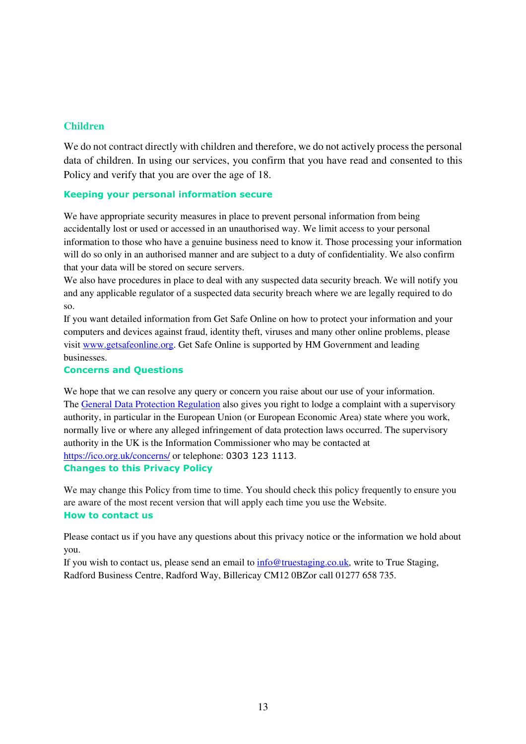## Children

We do not contract directly with children and therefore, we do not actively process the personal data of children. In using our services, you confirm that you have read and consented to this Policy and verify that you are over the age of 18.

## Keeping your personal information secure

We have appropriate security measures in place to prevent personal information from being accidentally lost or used or accessed in an unauthorised way. We limit access to your personal information to those who have a genuine business need to know it. Those processing your information will do so only in an authorised manner and are subject to a duty of confidentiality. We also confirm that your data will be stored on secure servers.

We also have procedures in place to deal with any suspected data security breach. We will notify you and any applicable regulator of a suspected data security breach where we are legally required to do so.

If you want detailed information from Get Safe Online on how to protect your information and your computers and devices against fraud, identity theft, viruses and many other online problems, please visit [www.getsafeonline.org](http://www.getsafeonline.org). Get Safe Online is supported by HM Government and leading businesses.

## Concerns and Questions

We hope that we can resolve any query or concern you raise about our use of your information.

The [General Data Protection Regulation]() also gives you right to lodge a complaint with a supervisory authority, in particular in the European Union (or European Economic Area) state where you work, normally live or where any alleged infringement of data protection laws occurred. The supervisory authority in the UK is the Information Commissioner who may be contacted at [https://ico.org.uk/concerns/](https://ico.org.uk/concerns/) or telephone: 0303 123 1113.

## Changes to this Privacy Policy

We may change this Policy from time to time. You should check this policy frequently to ensure you are aware of the most recent version that will apply each time you use the Website.

## How to contact us

Please contact us if you have any questions about this privacy notice or the information we hold about you.

If you wish to contact us, please send an email to [info@truestaging.co.uk](mailto:info@truestaging.co.uk), write to True Staging, Radford Business Centre, Radford Way, Billericay CM12 0BZor call 01277 658 735.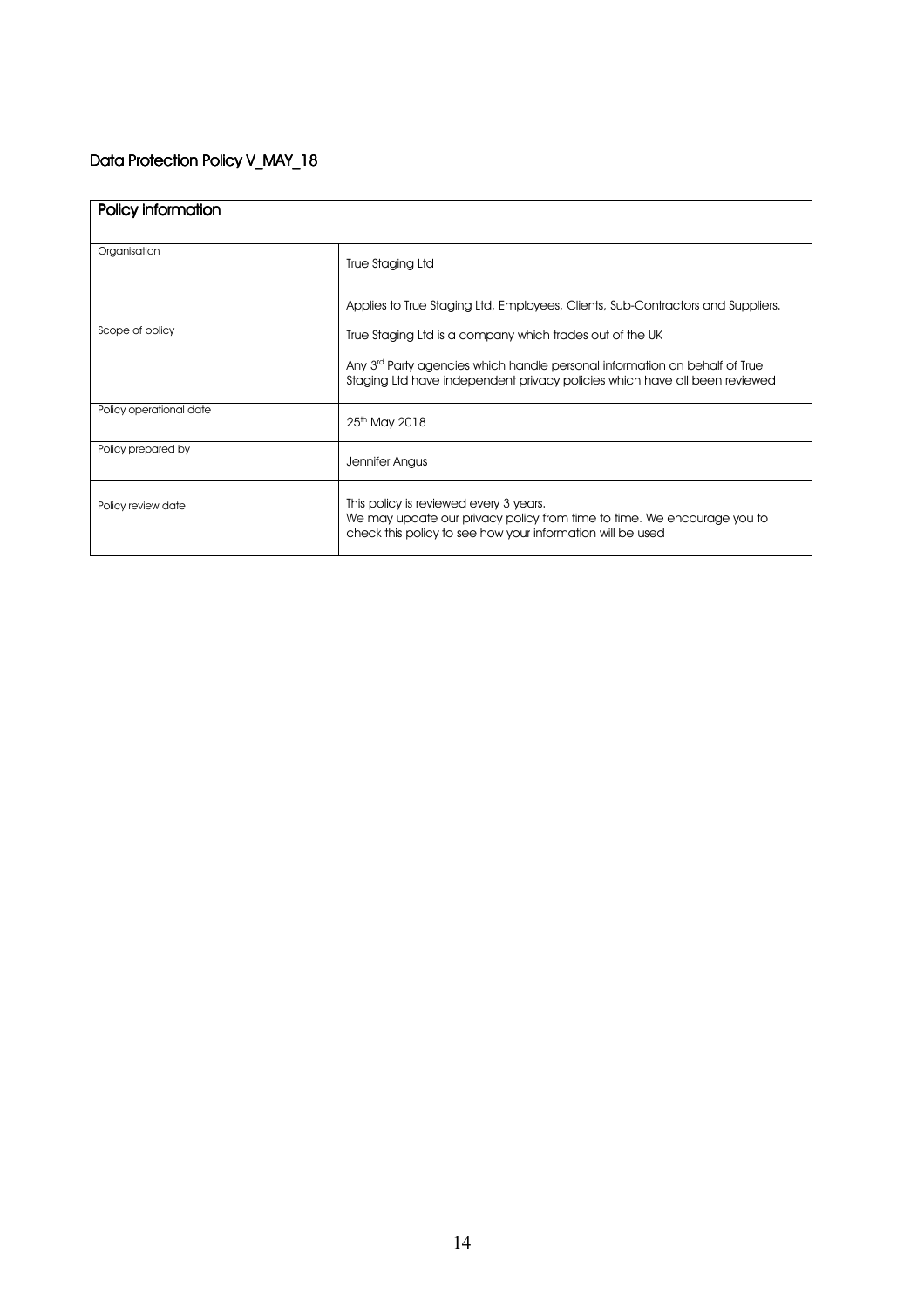## Data Protection Policy V_MAY_18

| Policy information | |
|---|---|
| Organisation | True Staging Ltd |
| Scope of policy | Applies to True Staging Ltd, Employees, Clients, Sub-Contractors and Suppliers.<br><br>True Staging Ltd is a company which trades out of the UK<br><br>Any 3rd Party agencies which handle personal information on behalf of True Staging Ltd have independent privacy policies which have all been reviewed |
| Policy operational date | 25th May 2018 |
| Policy prepared by | Jennifer Angus |
| Policy review date | This policy is reviewed every 3 years.<br>We may update our privacy policy from time to time. We encourage you to check this policy to see how your information will be used |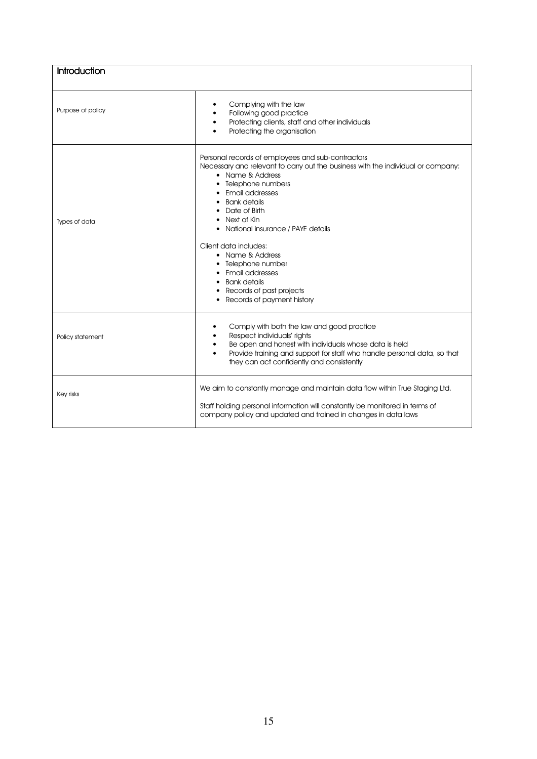| Introduction | |
|---|---|
| Purpose of policy | • Complying with the law<br>• Following good practice<br>• Protecting clients, staff and other individuals<br>• Protecting the organisation |
| Types of data | Personal records of employees and sub-contractors<br>Necessary and relevant to carry out the business with the individual or company:<br>• Name & Address<br>• Telephone numbers<br>• Email addresses<br>• Bank details<br>• Date of Birth<br>• Next of Kin<br>• National insurance / PAYE details<br><br>Client data includes:<br>• Name & Address<br>• Telephone number<br>• Email addresses<br>• Bank details<br>• Records of past projects<br>• Records of payment history |
| Policy statement | • Comply with both the law and good practice<br>• Respect individuals' rights<br>• Be open and honest with individuals whose data is held<br>• Provide training and support for staff who handle personal data, so that they can act confidently and consistently |
| Key risks | We aim to constantly manage and maintain data flow within True Staging Ltd.<br><br>Staff holding personal information will constantly be monitored in terms of company policy and updated and trained in changes in data laws |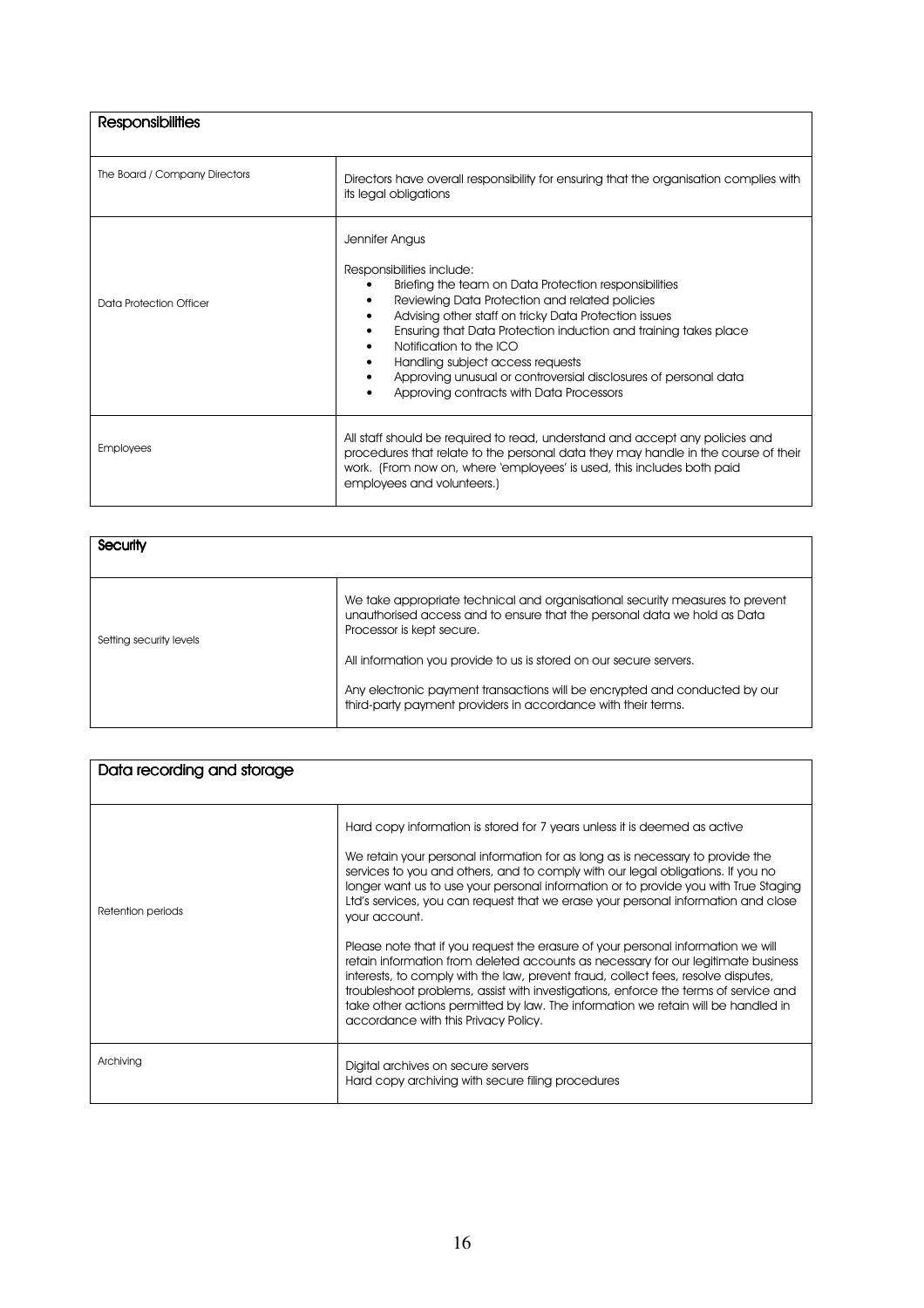| Responsibilities | |
|---|---|
| The Board / Company Directors | Directors have overall responsibility for ensuring that the organisation complies with its legal obligations |
| Data Protection Officer | Jennifer Angus<br><br>Responsibilities include:<br>• Briefing the team on Data Protection responsibilities<br>• Reviewing Data Protection and related policies<br>• Advising other staff on tricky Data Protection issues<br>• Ensuring that Data Protection induction and training takes place<br>• Notification to the ICO<br>• Handling subject access requests<br>• Approving unusual or controversial disclosures of personal data<br>• Approving contracts with Data Processors |
| Employees | All staff should be required to read, understand and accept any policies and procedures that relate to the personal data they may handle in the course of their work. (From now on, where 'employees' is used, this includes both paid employees and volunteers.) |

| Security | |
|---|---|
| Setting security levels | We take appropriate technical and organisational security measures to prevent unauthorised access and to ensure that the personal data we hold as Data Processor is kept secure.<br><br>All information you provide to us is stored on our secure servers.<br><br>Any electronic payment transactions will be encrypted and conducted by our third-party payment providers in accordance with their terms. |

| Data recording and storage | |
|---|---|
| Retention periods | Hard copy information is stored for 7 years unless it is deemed as active<br><br>We retain your personal information for as long as is necessary to provide the services to you and others, and to comply with our legal obligations. If you no longer want us to use your personal information or to provide you with True Staging Ltd's services, you can request that we erase your personal information and close your account.<br><br>Please note that if you request the erasure of your personal information we will retain information from deleted accounts as necessary for our legitimate business interests, to comply with the law, prevent fraud, collect fees, resolve disputes, troubleshoot problems, assist with investigations, enforce the terms of service and take other actions permitted by law. The information we retain will be handled in accordance with this Privacy Policy. |
| Archiving | Digital archives on secure servers<br>Hard copy archiving with secure filing procedures |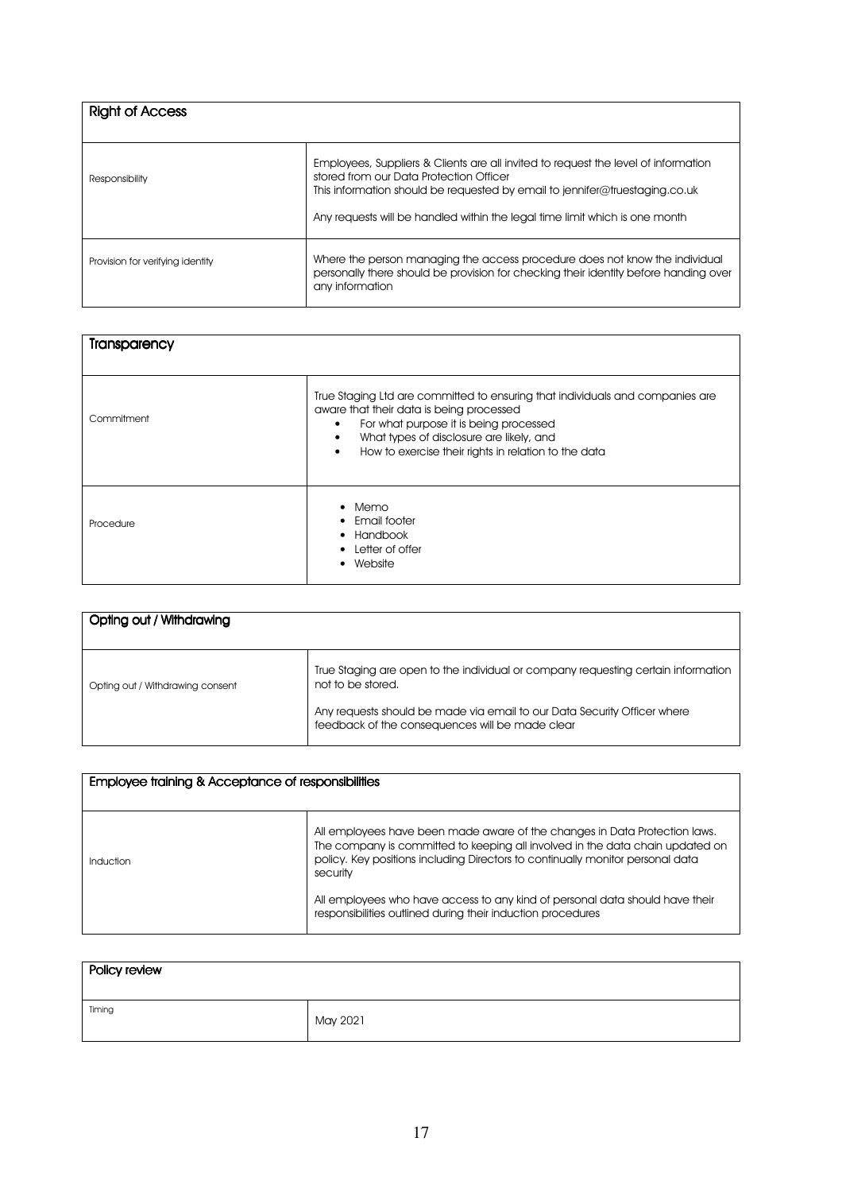| Right of Access | |
|---|---|
| Responsibility | Employees, Suppliers & Clients are all invited to request the level of information stored from our Data Protection Officer<br>This information should be requested by email to jennifer@truestaging.co.uk<br><br>Any requests will be handled within the legal time limit which is one month |
| Provision for verifying identity | Where the person managing the access procedure does not know the individual personally there should be provision for checking their identity before handing over any information |

| Transparency | |
|---|---|
| Commitment | True Staging Ltd are committed to ensuring that individuals and companies are aware that their data is being processed<br>• For what purpose it is being processed<br>• What types of disclosure are likely, and<br>• How to exercise their rights in relation to the data |
| Procedure | • Memo<br>• Email footer<br>• Handbook<br>• Letter of offer<br>• Website |

| Opting out / Withdrawing | |
|---|---|
| Opting out / Withdrawing consent | True Staging are open to the individual or company requesting certain information not to be stored.<br><br>Any requests should be made via email to our Data Security Officer where feedback of the consequences will be made clear |

| Employee training & Acceptance of responsibilities | |
|---|---|
| Induction | All employees have been made aware of the changes in Data Protection laws. The company is committed to keeping all involved in the data chain updated on policy. Key positions including Directors to continually monitor personal data security<br><br>All employees who have access to any kind of personal data should have their responsibilities outlined during their induction procedures |

| Policy review | |
|---|---|
| Timing | May 2021 |